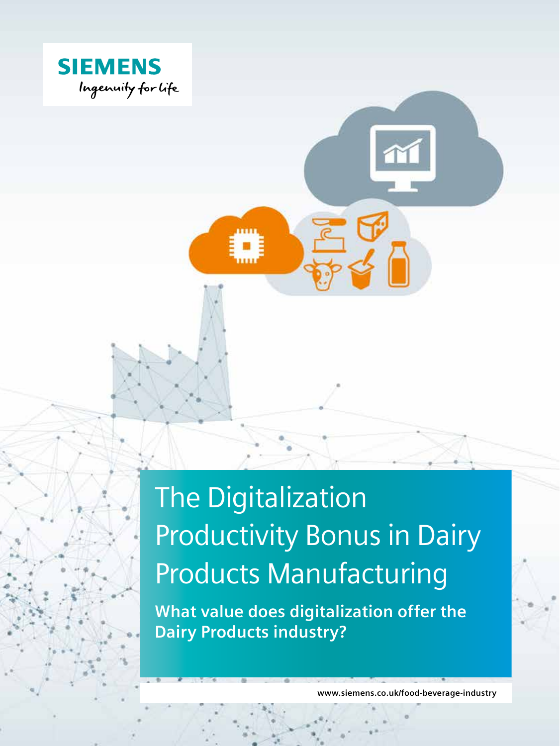SIEMENS

Ingenuity for life

# The Digitalization Productivity Bonus in Dairy Products Manufacturing

**What value does digitalization offer the Dairy Products industry?**

www.siemens.co.uk/food-beverage-industry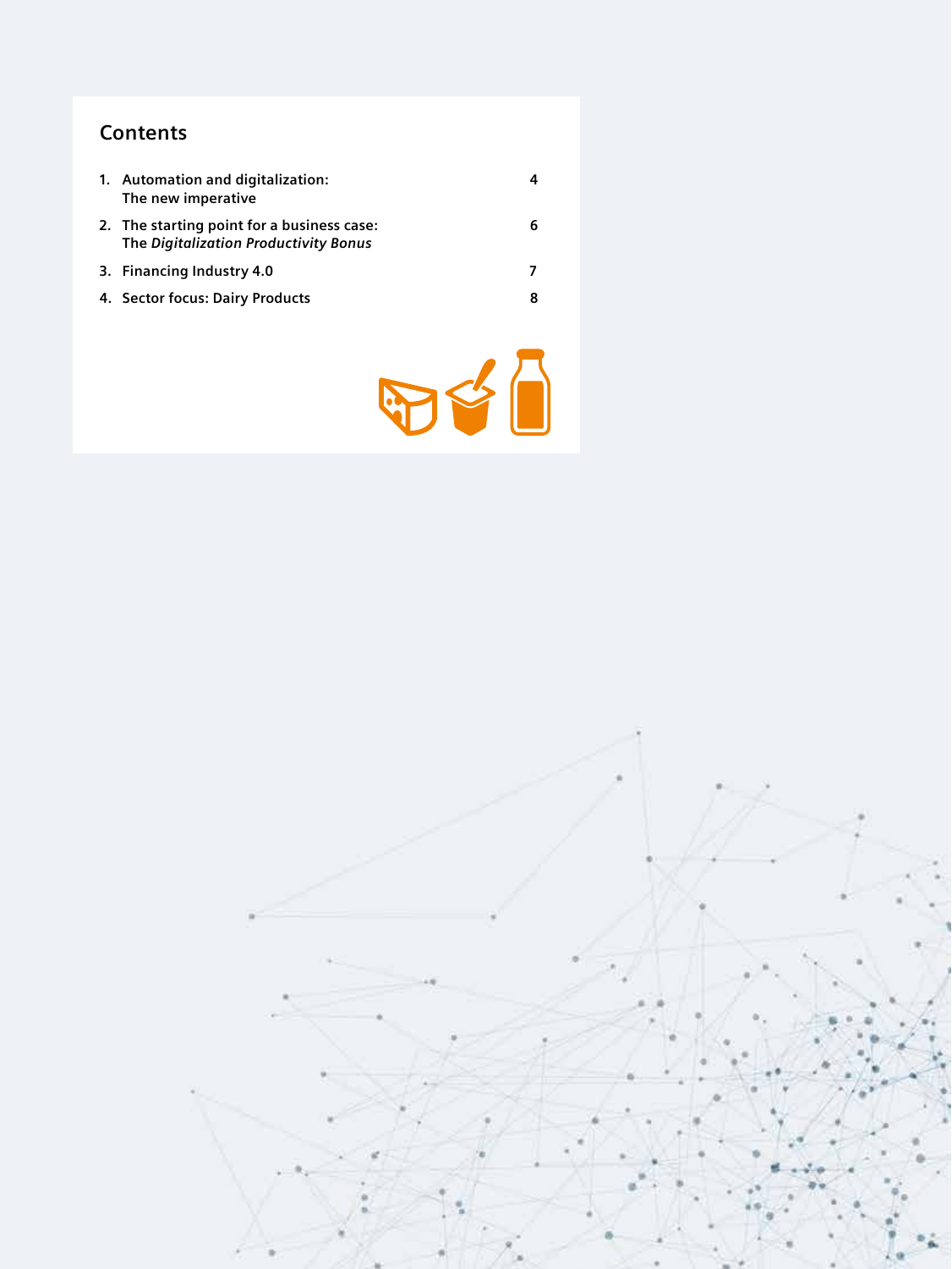## Contents

1. Automation and digitalization: The new imperative — 4
2. The starting point for a business case: The *Digitalization Productivity Bonus* — 6
3. Financing Industry 4.0 — 7
4. Sector focus: Dairy Products — 8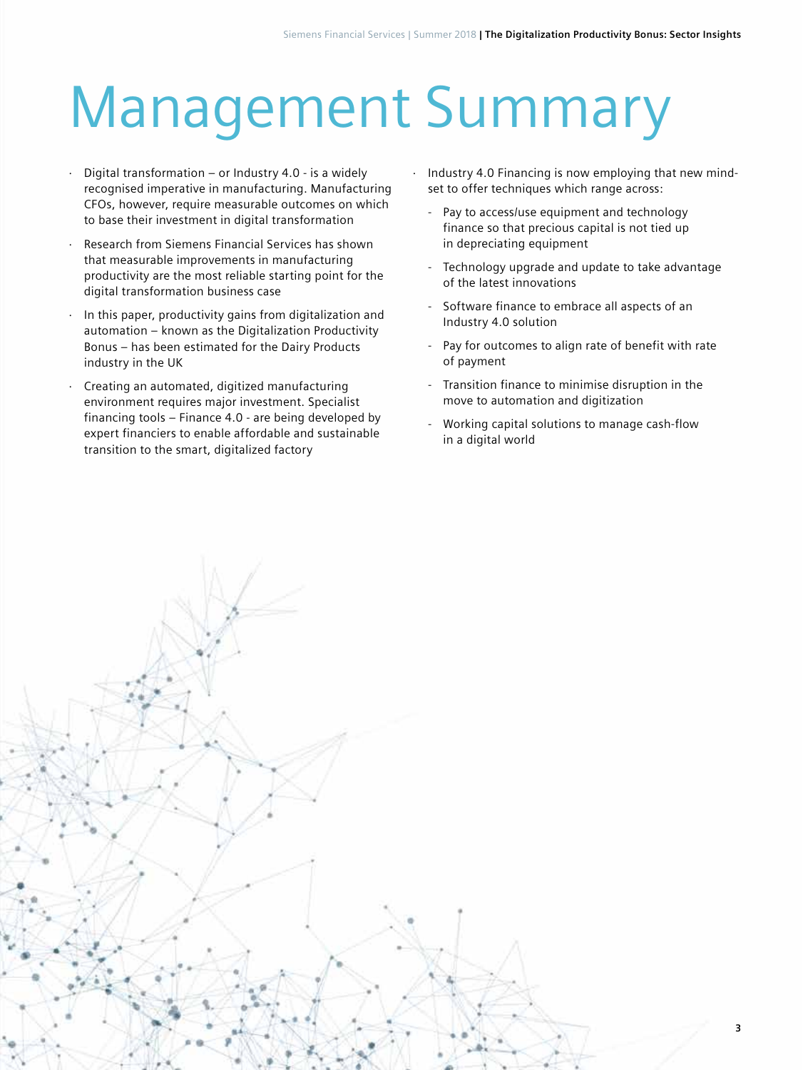# Management Summary

- Digital transformation – or Industry 4.0 - is a widely recognised imperative in manufacturing. Manufacturing CFOs, however, require measurable outcomes on which to base their investment in digital transformation
- Research from Siemens Financial Services has shown that measurable improvements in manufacturing productivity are the most reliable starting point for the digital transformation business case
- In this paper, productivity gains from digitalization and automation – known as the Digitalization Productivity Bonus – has been estimated for the Dairy Products industry in the UK
- Creating an automated, digitized manufacturing environment requires major investment. Specialist financing tools – Finance 4.0 - are being developed by expert financiers to enable affordable and sustainable transition to the smart, digitalized factory
- Industry 4.0 Financing is now employing that new mind-set to offer techniques which range across:
  - Pay to access/use equipment and technology finance so that precious capital is not tied up in depreciating equipment
  - Technology upgrade and update to take advantage of the latest innovations
  - Software finance to embrace all aspects of an Industry 4.0 solution
  - Pay for outcomes to align rate of benefit with rate of payment
  - Transition finance to minimise disruption in the move to automation and digitization
  - Working capital solutions to manage cash-flow in a digital world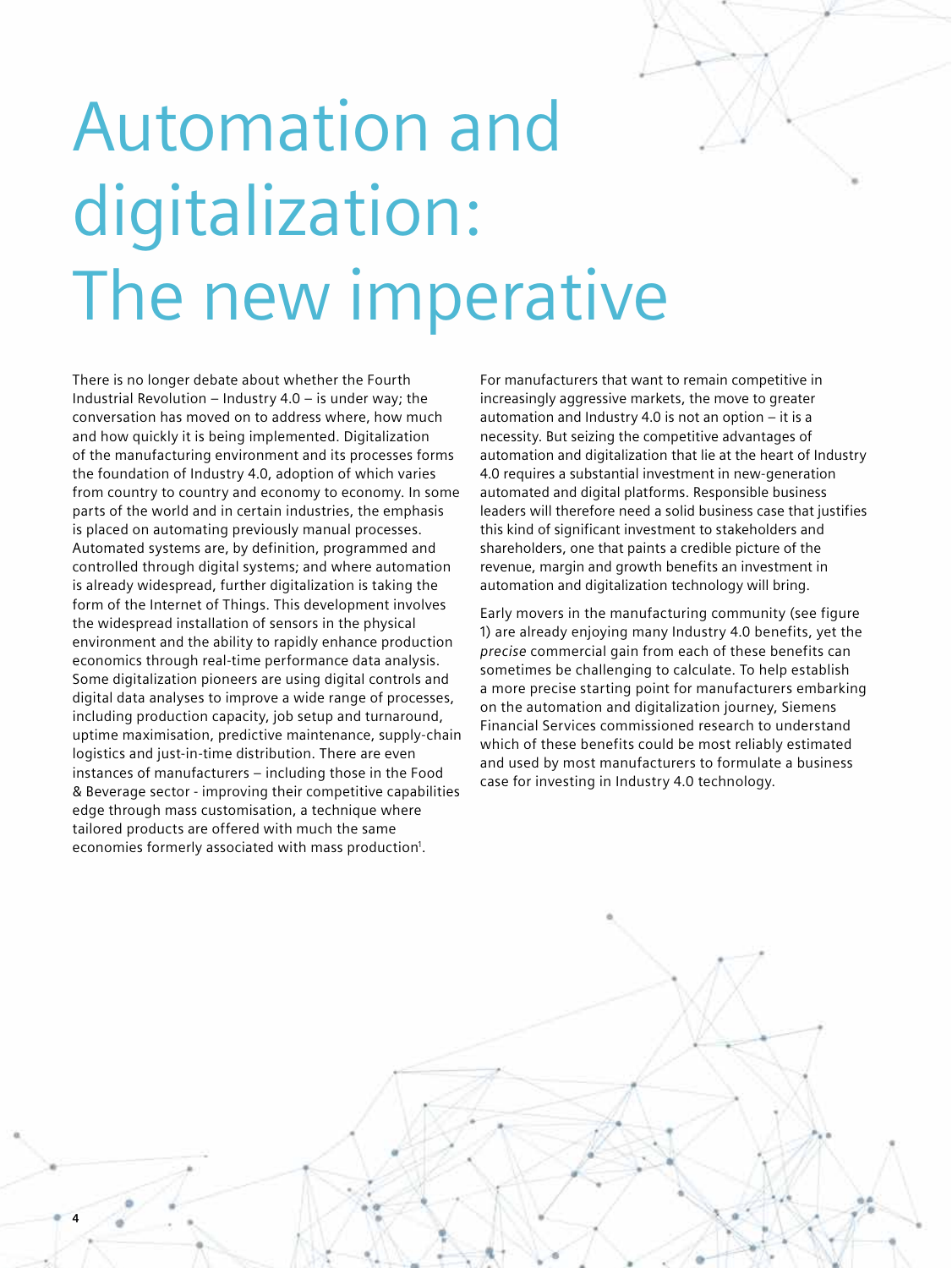# Automation and digitalization: The new imperative

There is no longer debate about whether the Fourth Industrial Revolution – Industry 4.0 – is under way; the conversation has moved on to address where, how much and how quickly it is being implemented. Digitalization of the manufacturing environment and its processes forms the foundation of Industry 4.0, adoption of which varies from country to country and economy to economy. In some parts of the world and in certain industries, the emphasis is placed on automating previously manual processes. Automated systems are, by definition, programmed and controlled through digital systems; and where automation is already widespread, further digitalization is taking the form of the Internet of Things. This development involves the widespread installation of sensors in the physical environment and the ability to rapidly enhance production economics through real-time performance data analysis. Some digitalization pioneers are using digital controls and digital data analyses to improve a wide range of processes, including production capacity, job setup and turnaround, uptime maximisation, predictive maintenance, supply-chain logistics and just-in-time distribution. There are even instances of manufacturers – including those in the Food & Beverage sector - improving their competitive capabilities edge through mass customisation, a technique where tailored products are offered with much the same economies formerly associated with mass production[1].

For manufacturers that want to remain competitive in increasingly aggressive markets, the move to greater automation and Industry 4.0 is not an option – it is a necessity. But seizing the competitive advantages of automation and digitalization that lie at the heart of Industry 4.0 requires a substantial investment in new-generation automated and digital platforms. Responsible business leaders will therefore need a solid business case that justifies this kind of significant investment to stakeholders and shareholders, one that paints a credible picture of the revenue, margin and growth benefits an investment in automation and digitalization technology will bring.

Early movers in the manufacturing community (see figure 1) are already enjoying many Industry 4.0 benefits, yet the *precise* commercial gain from each of these benefits can sometimes be challenging to calculate. To help establish a more precise starting point for manufacturers embarking on the automation and digitalization journey, Siemens Financial Services commissioned research to understand which of these benefits could be most reliably estimated and used by most manufacturers to formulate a business case for investing in Industry 4.0 technology.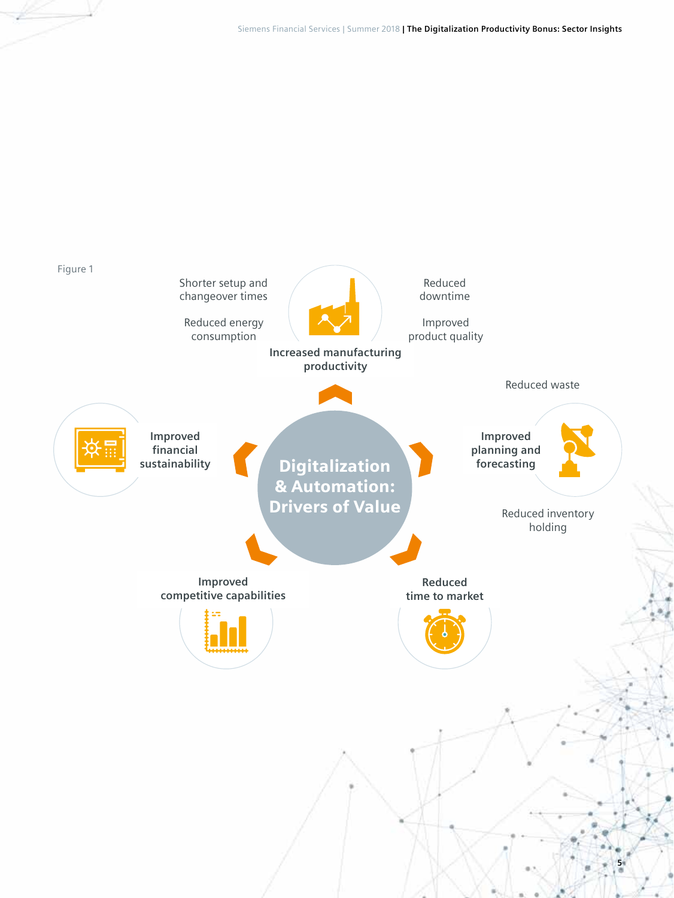Figure 1

**Digitalization & Automation: Drivers of Value**

**Increased manufacturing productivity**

- Shorter setup and changeover times
- Reduced energy consumption
- Reduced downtime
- Improved product quality

**Improved planning and forecasting**

- Reduced waste
- Reduced inventory holding

**Reduced time to market**

**Improved competitive capabilities**

**Improved financial sustainability**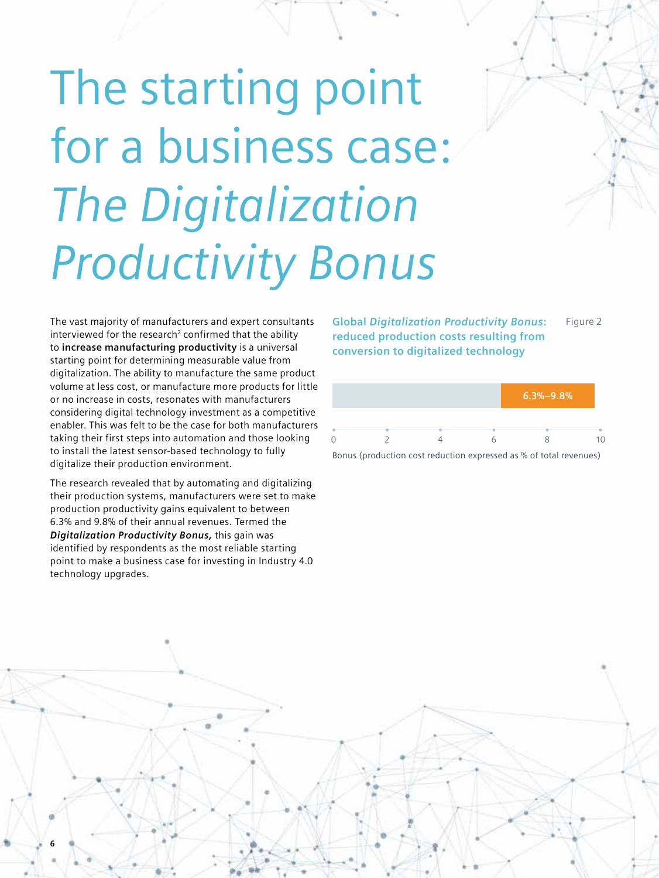# The starting point for a business case: *The Digitalization Productivity Bonus*

The vast majority of manufacturers and expert consultants interviewed for the research[2] confirmed that the ability to **increase manufacturing productivity** is a universal starting point for determining measurable value from digitalization. The ability to manufacture the same product volume at less cost, or manufacture more products for little or no increase in costs, resonates with manufacturers considering digital technology investment as a competitive enabler. This was felt to be the case for both manufacturers taking their first steps into automation and those looking to install the latest sensor-based technology to fully digitalize their production environment.

The research revealed that by automating and digitalizing their production systems, manufacturers were set to make production productivity gains equivalent to between 6.3% and 9.8% of their annual revenues. Termed the ***Digitalization Productivity Bonus,*** this gain was identified by respondents as the most reliable starting point to make a business case for investing in Industry 4.0 technology upgrades.

**Global *Digitalization Productivity Bonus*: reduced production costs resulting from conversion to digitalized technology** — Figure 2

6.3%–9.8%

0 2 4 6 8 10

Bonus (production cost reduction expressed as % of total revenues)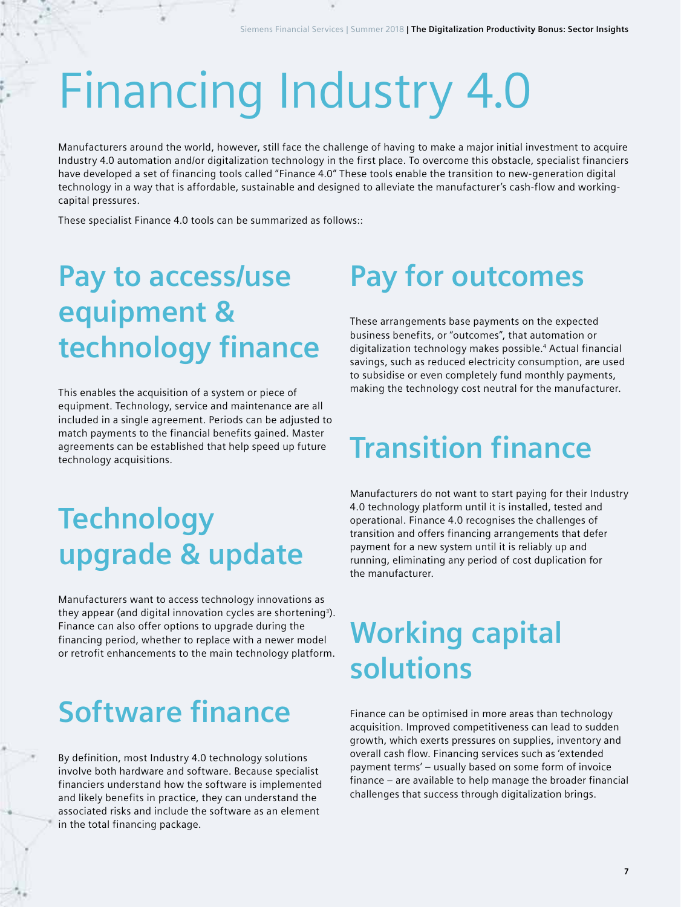# Financing Industry 4.0

Manufacturers around the world, however, still face the challenge of having to make a major initial investment to acquire Industry 4.0 automation and/or digitalization technology in the first place. To overcome this obstacle, specialist financiers have developed a set of financing tools called "Finance 4.0" These tools enable the transition to new-generation digital technology in a way that is affordable, sustainable and designed to alleviate the manufacturer's cash-flow and working-capital pressures.

These specialist Finance 4.0 tools can be summarized as follows::

## Pay to access/use equipment & technology finance

This enables the acquisition of a system or piece of equipment. Technology, service and maintenance are all included in a single agreement. Periods can be adjusted to match payments to the financial benefits gained. Master agreements can be established that help speed up future technology acquisitions.

## Technology upgrade & update

Manufacturers want to access technology innovations as they appear (and digital innovation cycles are shortening[3]). Finance can also offer options to upgrade during the financing period, whether to replace with a newer model or retrofit enhancements to the main technology platform.

## Software finance

By definition, most Industry 4.0 technology solutions involve both hardware and software. Because specialist financiers understand how the software is implemented and likely benefits in practice, they can understand the associated risks and include the software as an element in the total financing package.

## Pay for outcomes

These arrangements base payments on the expected business benefits, or "outcomes", that automation or digitalization technology makes possible.[4] Actual financial savings, such as reduced electricity consumption, are used to subsidise or even completely fund monthly payments, making the technology cost neutral for the manufacturer.

## Transition finance

Manufacturers do not want to start paying for their Industry 4.0 technology platform until it is installed, tested and operational. Finance 4.0 recognises the challenges of transition and offers financing arrangements that defer payment for a new system until it is reliably up and running, eliminating any period of cost duplication for the manufacturer.

## Working capital solutions

Finance can be optimised in more areas than technology acquisition. Improved competitiveness can lead to sudden growth, which exerts pressures on supplies, inventory and overall cash flow. Financing services such as 'extended payment terms' – usually based on some form of invoice finance – are available to help manage the broader financial challenges that success through digitalization brings.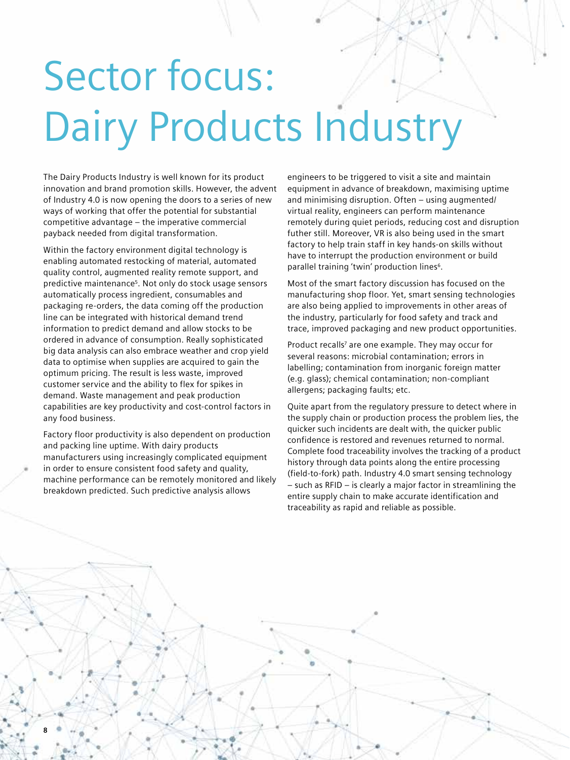// Sector focus: Dairy Products Industry

# Sector focus: Dairy Products Industry

The Dairy Products Industry is well known for its product innovation and brand promotion skills. However, the advent of Industry 4.0 is now opening the doors to a series of new ways of working that offer the potential for substantial competitive advantage – the imperative commercial payback needed from digital transformation.

Within the factory environment digital technology is enabling automated restocking of material, automated quality control, augmented reality remote support, and predictive maintenance[5]. Not only do stock usage sensors automatically process ingredient, consumables and packaging re-orders, the data coming off the production line can be integrated with historical demand trend information to predict demand and allow stocks to be ordered in advance of consumption. Really sophisticated big data analysis can also embrace weather and crop yield data to optimise when supplies are acquired to gain the optimum pricing. The result is less waste, improved customer service and the ability to flex for spikes in demand. Waste management and peak production capabilities are key productivity and cost-control factors in any food business.

Factory floor productivity is also dependent on production and packing line uptime. With dairy products manufacturers using increasingly complicated equipment in order to ensure consistent food safety and quality, machine performance can be remotely monitored and likely breakdown predicted. Such predictive analysis allows engineers to be triggered to visit a site and maintain equipment in advance of breakdown, maximising uptime and minimising disruption. Often – using augmented/ virtual reality, engineers can perform maintenance remotely during quiet periods, reducing cost and disruption futher still. Moreover, VR is also being used in the smart factory to help train staff in key hands-on skills without have to interrupt the production environment or build parallel training 'twin' production lines[6].

Most of the smart factory discussion has focused on the manufacturing shop floor. Yet, smart sensing technologies are also being applied to improvements in other areas of the industry, particularly for food safety and track and trace, improved packaging and new product opportunities.

Product recalls[7] are one example. They may occur for several reasons: microbial contamination; errors in labelling; contamination from inorganic foreign matter (e.g. glass); chemical contamination; non-compliant allergens; packaging faults; etc.

Quite apart from the regulatory pressure to detect where in the supply chain or production process the problem lies, the quicker such incidents are dealt with, the quicker public confidence is restored and revenues returned to normal. Complete food traceability involves the tracking of a product history through data points along the entire processing (field-to-fork) path. Industry 4.0 smart sensing technology – such as RFID – is clearly a major factor in streamlining the entire supply chain to make accurate identification and traceability as rapid and reliable as possible.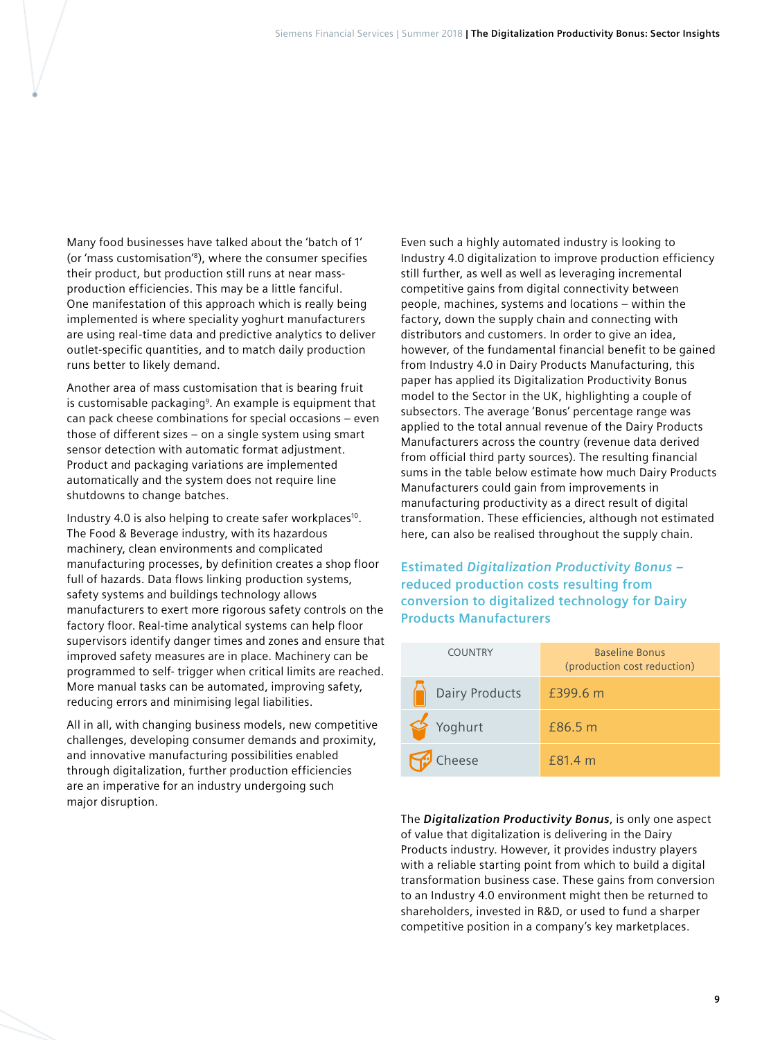Many food businesses have talked about the 'batch of 1' (or 'mass customisation'[8]), where the consumer specifies their product, but production still runs at near mass-production efficiencies. This may be a little fanciful. One manifestation of this approach which is really being implemented is where speciality yoghurt manufacturers are using real-time data and predictive analytics to deliver outlet-specific quantities, and to match daily production runs better to likely demand.

Another area of mass customisation that is bearing fruit is customisable packaging[9]. An example is equipment that can pack cheese combinations for special occasions – even those of different sizes – on a single system using smart sensor detection with automatic format adjustment. Product and packaging variations are implemented automatically and the system does not require line shutdowns to change batches.

Industry 4.0 is also helping to create safer workplaces[10]. The Food & Beverage industry, with its hazardous machinery, clean environments and complicated manufacturing processes, by definition creates a shop floor full of hazards. Data flows linking production systems, safety systems and buildings technology allows manufacturers to exert more rigorous safety controls on the factory floor. Real-time analytical systems can help floor supervisors identify danger times and zones and ensure that improved safety measures are in place. Machinery can be programmed to self- trigger when critical limits are reached. More manual tasks can be automated, improving safety, reducing errors and minimising legal liabilities.

All in all, with changing business models, new competitive challenges, developing consumer demands and proximity, and innovative manufacturing possibilities enabled through digitalization, further production efficiencies are an imperative for an industry undergoing such major disruption.

Even such a highly automated industry is looking to Industry 4.0 digitalization to improve production efficiency still further, as well as well as leveraging incremental competitive gains from digital connectivity between people, machines, systems and locations – within the factory, down the supply chain and connecting with distributors and customers. In order to give an idea, however, of the fundamental financial benefit to be gained from Industry 4.0 in Dairy Products Manufacturing, this paper has applied its Digitalization Productivity Bonus model to the Sector in the UK, highlighting a couple of subsectors. The average 'Bonus' percentage range was applied to the total annual revenue of the Dairy Products Manufacturers across the country (revenue data derived from official third party sources). The resulting financial sums in the table below estimate how much Dairy Products Manufacturers could gain from improvements in manufacturing productivity as a direct result of digital transformation. These efficiencies, although not estimated here, can also be realised throughout the supply chain.

### Estimated *Digitalization Productivity Bonus* – reduced production costs resulting from conversion to digitalized technology for Dairy Products Manufacturers

| COUNTRY | Baseline Bonus (production cost reduction) |
|---|---|
| Dairy Products | £399.6 m |
| Yoghurt | £86.5 m |
| Cheese | £81.4 m |

The ***Digitalization Productivity Bonus***, is only one aspect of value that digitalization is delivering in the Dairy Products industry. However, it provides industry players with a reliable starting point from which to build a digital transformation business case. These gains from conversion to an Industry 4.0 environment might then be returned to shareholders, invested in R&D, or used to fund a sharper competitive position in a company's key marketplaces.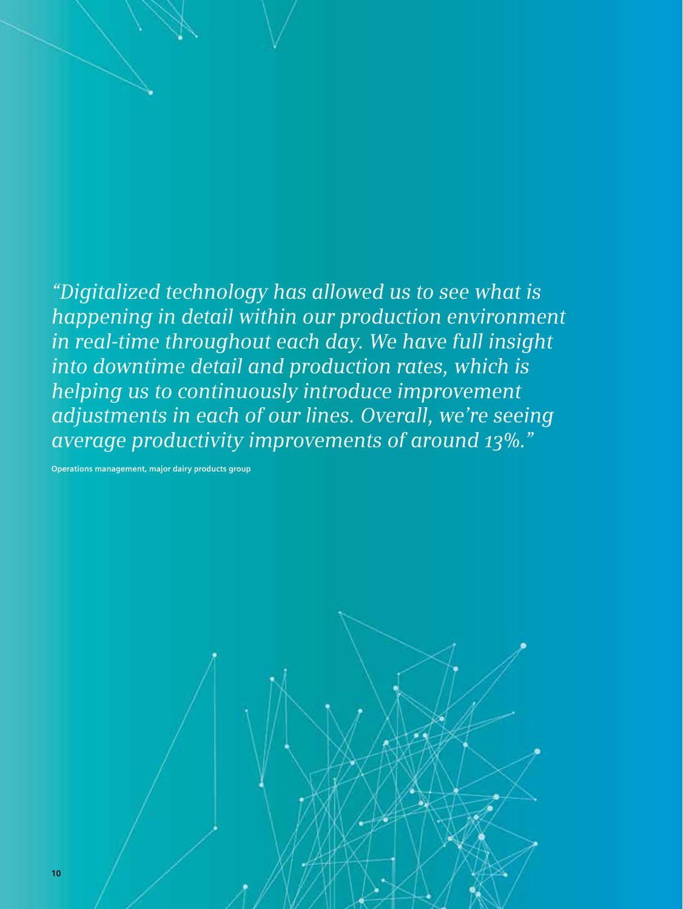*"Digitalized technology has allowed us to see what is happening in detail within our production environment in real-time throughout each day. We have full insight into downtime detail and production rates, which is helping us to continuously introduce improvement adjustments in each of our lines. Overall, we're seeing average productivity improvements of around 13%."*

**Operations management, major dairy products group**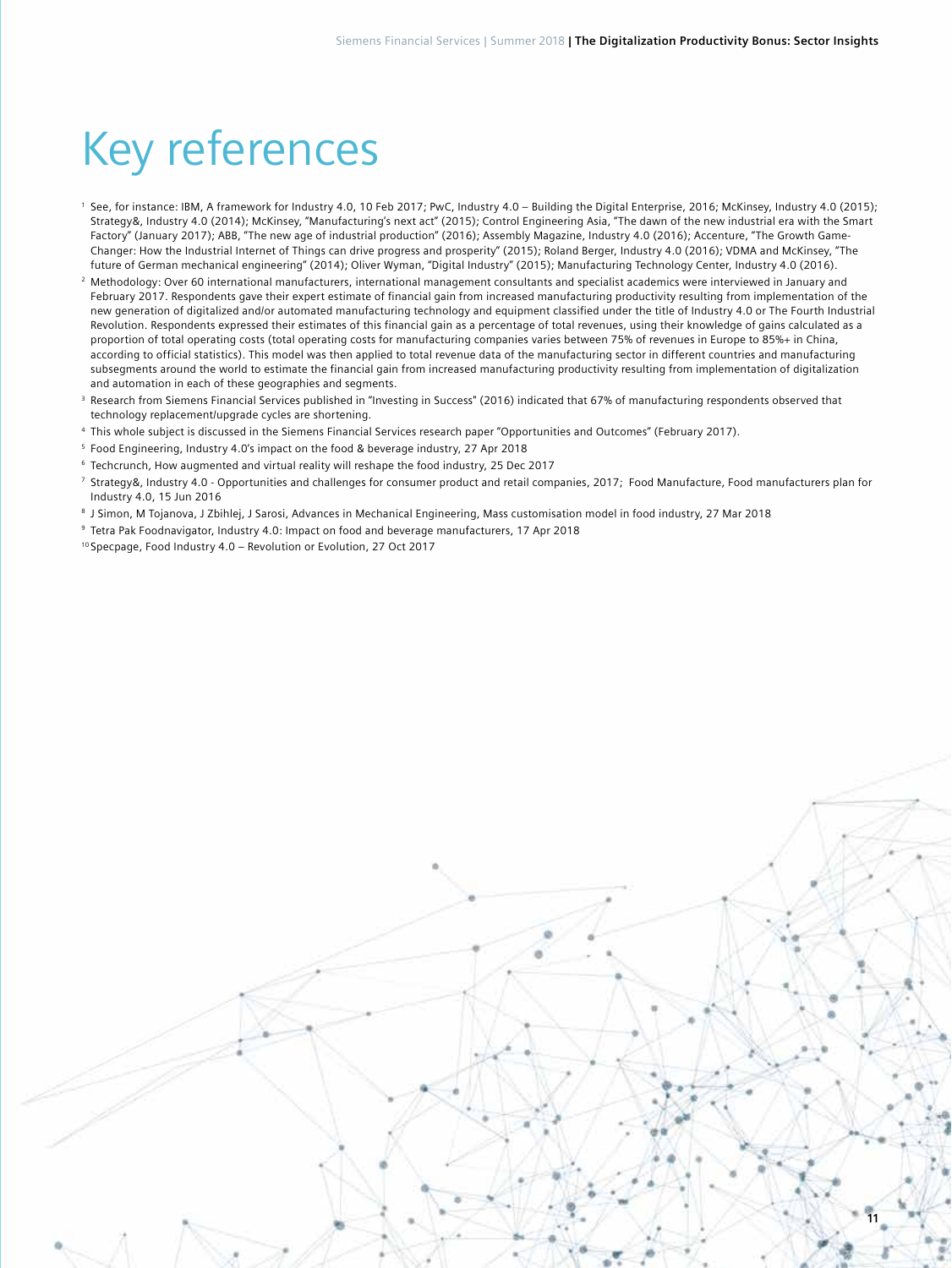# Key references

1. See, for instance: IBM, A framework for Industry 4.0, 10 Feb 2017; PwC, Industry 4.0 – Building the Digital Enterprise, 2016; McKinsey, Industry 4.0 (2015); Strategy&, Industry 4.0 (2014); McKinsey, "Manufacturing's next act" (2015); Control Engineering Asia, "The dawn of the new industrial era with the Smart Factory" (January 2017); ABB, "The new age of industrial production" (2016); Assembly Magazine, Industry 4.0 (2016); Accenture, "The Growth Game-Changer: How the Industrial Internet of Things can drive progress and prosperity" (2015); Roland Berger, Industry 4.0 (2016); VDMA and McKinsey, "The future of German mechanical engineering" (2014); Oliver Wyman, "Digital Industry" (2015); Manufacturing Technology Center, Industry 4.0 (2016).
2. Methodology: Over 60 international manufacturers, international management consultants and specialist academics were interviewed in January and February 2017. Respondents gave their expert estimate of financial gain from increased manufacturing productivity resulting from implementation of the new generation of digitalized and/or automated manufacturing technology and equipment classified under the title of Industry 4.0 or The Fourth Industrial Revolution. Respondents expressed their estimates of this financial gain as a percentage of total revenues, using their knowledge of gains calculated as a proportion of total operating costs (total operating costs for manufacturing companies varies between 75% of revenues in Europe to 85%+ in China, according to official statistics). This model was then applied to total revenue data of the manufacturing sector in different countries and manufacturing subsegments around the world to estimate the financial gain from increased manufacturing productivity resulting from implementation of digitalization and automation in each of these geographies and segments.
3. Research from Siemens Financial Services published in "Investing in Success" (2016) indicated that 67% of manufacturing respondents observed that technology replacement/upgrade cycles are shortening.
4. This whole subject is discussed in the Siemens Financial Services research paper "Opportunities and Outcomes" (February 2017).
5. Food Engineering, Industry 4.0's impact on the food & beverage industry, 27 Apr 2018
6. Techcrunch, How augmented and virtual reality will reshape the food industry, 25 Dec 2017
7. Strategy&, Industry 4.0 - Opportunities and challenges for consumer product and retail companies, 2017; Food Manufacture, Food manufacturers plan for Industry 4.0, 15 Jun 2016
8. J Simon, M Tojanova, J Zbihlej, J Sarosi, Advances in Mechanical Engineering, Mass customisation model in food industry, 27 Mar 2018
9. Tetra Pak Foodnavigator, Industry 4.0: Impact on food and beverage manufacturers, 17 Apr 2018
10. Specpage, Food Industry 4.0 – Revolution or Evolution, 27 Oct 2017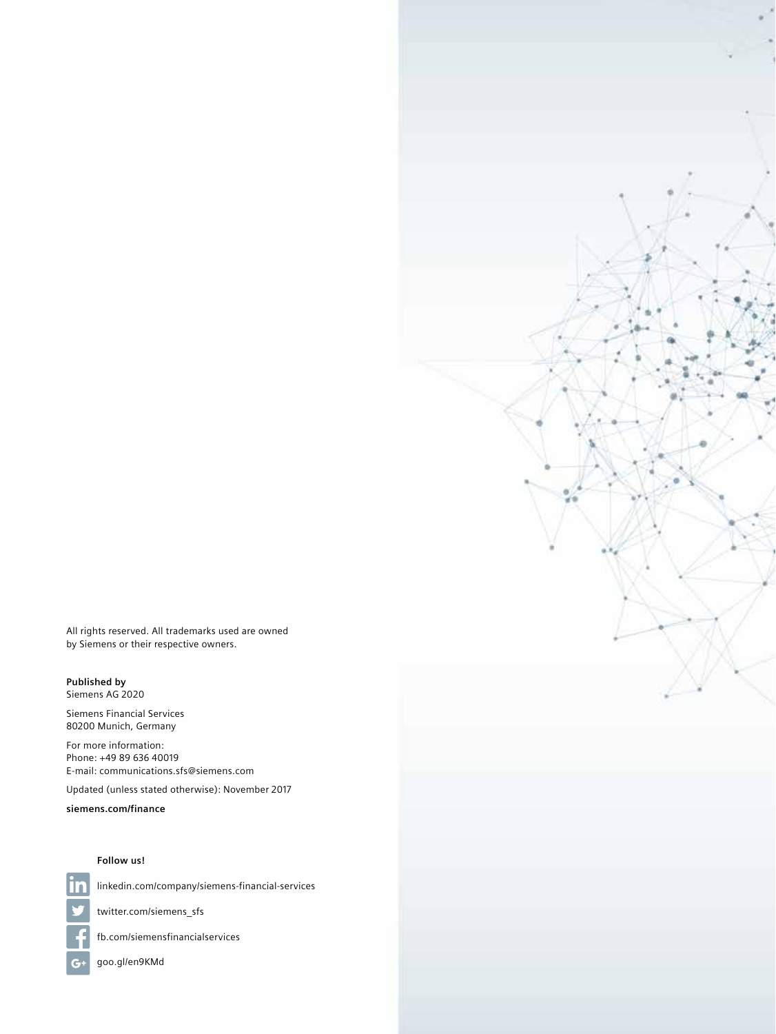All rights reserved. All trademarks used are owned by Siemens or their respective owners.

**Published by**
Siemens AG 2020

Siemens Financial Services
80200 Munich, Germany

For more information:
Phone: +49 89 636 40019
E-mail: communications.sfs@siemens.com

Updated (unless stated otherwise): November 2017

**siemens.com/finance**

**Follow us!**

linkedin.com/company/siemens-financial-services

twitter.com/siemens_sfs

fb.com/siemensfinancialservices

goo.gl/en9KMd